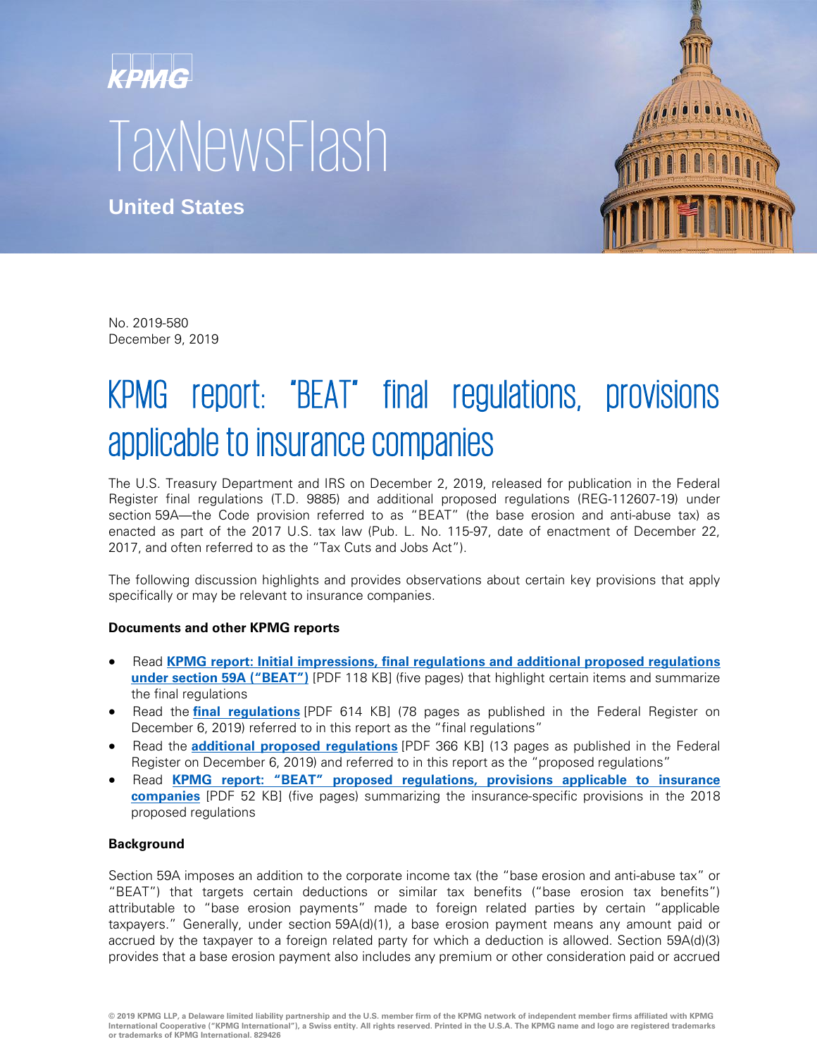KPMG

TaxNewsFlash

**United States**

No. 2019-580
December 9, 2019

# KPMG report: "BEAT" final regulations, provisions applicable to insurance companies

The U.S. Treasury Department and IRS on December 2, 2019, released for publication in the Federal Register final regulations (T.D. 9885) and additional proposed regulations (REG-112607-19) under section 59A—the Code provision referred to as "BEAT" (the base erosion and anti-abuse tax) as enacted as part of the 2017 U.S. tax law (Pub. L. No. 115-97, date of enactment of December 22, 2017, and often referred to as the "Tax Cuts and Jobs Act").

The following discussion highlights and provides observations about certain key provisions that apply specifically or may be relevant to insurance companies.

**Documents and other KPMG reports**

- Read **KPMG report: Initial impressions, final regulations and additional proposed regulations under section 59A ("BEAT")** [PDF 118 KB] (five pages) that highlight certain items and summarize the final regulations
- Read the **final regulations** [PDF 614 KB] (78 pages as published in the Federal Register on December 6, 2019) referred to in this report as the "final regulations"
- Read the **additional proposed regulations** [PDF 366 KB] (13 pages as published in the Federal Register on December 6, 2019) and referred to in this report as the "proposed regulations"
- Read **KPMG report: "BEAT" proposed regulations, provisions applicable to insurance companies** [PDF 52 KB] (five pages) summarizing the insurance-specific provisions in the 2018 proposed regulations

**Background**

Section 59A imposes an addition to the corporate income tax (the "base erosion and anti-abuse tax" or "BEAT") that targets certain deductions or similar tax benefits ("base erosion tax benefits") attributable to "base erosion payments" made to foreign related parties by certain "applicable taxpayers." Generally, under section 59A(d)(1), a base erosion payment means any amount paid or accrued by the taxpayer to a foreign related party for which a deduction is allowed. Section 59A(d)(3) provides that a base erosion payment also includes any premium or other consideration paid or accrued

© 2019 KPMG LLP, a Delaware limited liability partnership and the U.S. member firm of the KPMG network of independent member firms affiliated with KPMG International Cooperative ("KPMG International"), a Swiss entity. All rights reserved. Printed in the U.S.A. The KPMG name and logo are registered trademarks or trademarks of KPMG International. 829426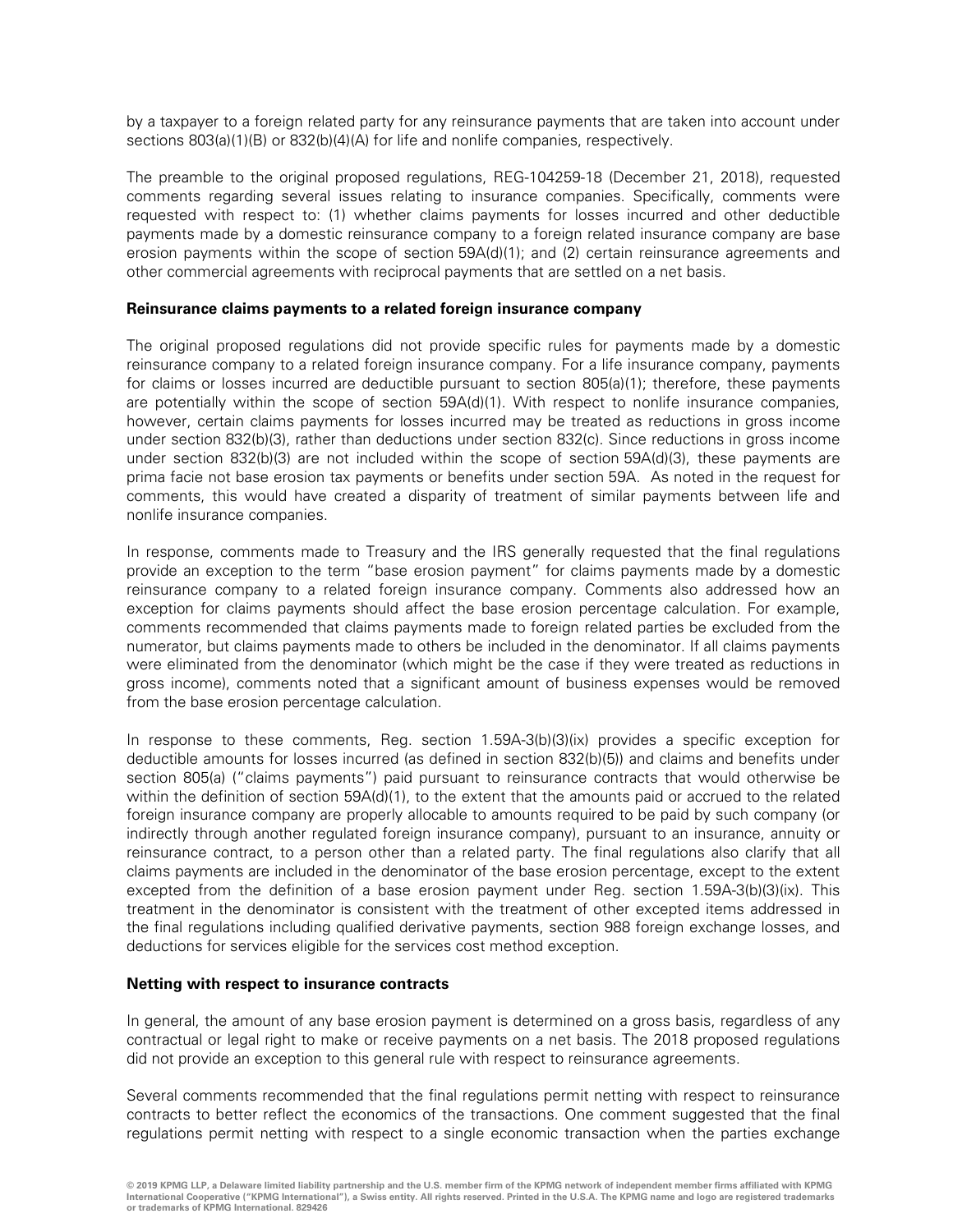by a taxpayer to a foreign related party for any reinsurance payments that are taken into account under sections 803(a)(1)(B) or 832(b)(4)(A) for life and nonlife companies, respectively.

The preamble to the original proposed regulations, REG-104259-18 (December 21, 2018), requested comments regarding several issues relating to insurance companies. Specifically, comments were requested with respect to: (1) whether claims payments for losses incurred and other deductible payments made by a domestic reinsurance company to a foreign related insurance company are base erosion payments within the scope of section 59A(d)(1); and (2) certain reinsurance agreements and other commercial agreements with reciprocal payments that are settled on a net basis.

**Reinsurance claims payments to a related foreign insurance company**

The original proposed regulations did not provide specific rules for payments made by a domestic reinsurance company to a related foreign insurance company. For a life insurance company, payments for claims or losses incurred are deductible pursuant to section 805(a)(1); therefore, these payments are potentially within the scope of section 59A(d)(1). With respect to nonlife insurance companies, however, certain claims payments for losses incurred may be treated as reductions in gross income under section 832(b)(3), rather than deductions under section 832(c). Since reductions in gross income under section 832(b)(3) are not included within the scope of section 59A(d)(3), these payments are prima facie not base erosion tax payments or benefits under section 59A. As noted in the request for comments, this would have created a disparity of treatment of similar payments between life and nonlife insurance companies.

In response, comments made to Treasury and the IRS generally requested that the final regulations provide an exception to the term "base erosion payment" for claims payments made by a domestic reinsurance company to a related foreign insurance company. Comments also addressed how an exception for claims payments should affect the base erosion percentage calculation. For example, comments recommended that claims payments made to foreign related parties be excluded from the numerator, but claims payments made to others be included in the denominator. If all claims payments were eliminated from the denominator (which might be the case if they were treated as reductions in gross income), comments noted that a significant amount of business expenses would be removed from the base erosion percentage calculation.

In response to these comments, Reg. section 1.59A-3(b)(3)(ix) provides a specific exception for deductible amounts for losses incurred (as defined in section 832(b)(5)) and claims and benefits under section 805(a) ("claims payments") paid pursuant to reinsurance contracts that would otherwise be within the definition of section 59A(d)(1), to the extent that the amounts paid or accrued to the related foreign insurance company are properly allocable to amounts required to be paid by such company (or indirectly through another regulated foreign insurance company), pursuant to an insurance, annuity or reinsurance contract, to a person other than a related party. The final regulations also clarify that all claims payments are included in the denominator of the base erosion percentage, except to the extent excepted from the definition of a base erosion payment under Reg. section 1.59A-3(b)(3)(ix). This treatment in the denominator is consistent with the treatment of other excepted items addressed in the final regulations including qualified derivative payments, section 988 foreign exchange losses, and deductions for services eligible for the services cost method exception.

**Netting with respect to insurance contracts**

In general, the amount of any base erosion payment is determined on a gross basis, regardless of any contractual or legal right to make or receive payments on a net basis. The 2018 proposed regulations did not provide an exception to this general rule with respect to reinsurance agreements.

Several comments recommended that the final regulations permit netting with respect to reinsurance contracts to better reflect the economics of the transactions. One comment suggested that the final regulations permit netting with respect to a single economic transaction when the parties exchange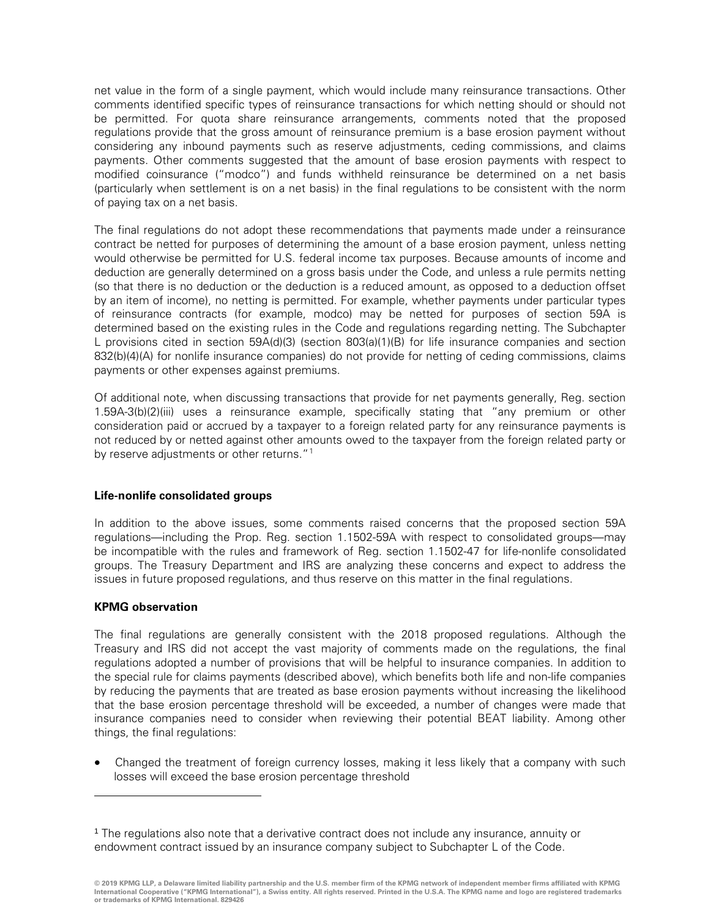net value in the form of a single payment, which would include many reinsurance transactions. Other comments identified specific types of reinsurance transactions for which netting should or should not be permitted. For quota share reinsurance arrangements, comments noted that the proposed regulations provide that the gross amount of reinsurance premium is a base erosion payment without considering any inbound payments such as reserve adjustments, ceding commissions, and claims payments. Other comments suggested that the amount of base erosion payments with respect to modified coinsurance ("modco") and funds withheld reinsurance be determined on a net basis (particularly when settlement is on a net basis) in the final regulations to be consistent with the norm of paying tax on a net basis.

The final regulations do not adopt these recommendations that payments made under a reinsurance contract be netted for purposes of determining the amount of a base erosion payment, unless netting would otherwise be permitted for U.S. federal income tax purposes. Because amounts of income and deduction are generally determined on a gross basis under the Code, and unless a rule permits netting (so that there is no deduction or the deduction is a reduced amount, as opposed to a deduction offset by an item of income), no netting is permitted. For example, whether payments under particular types of reinsurance contracts (for example, modco) may be netted for purposes of section 59A is determined based on the existing rules in the Code and regulations regarding netting. The Subchapter L provisions cited in section 59A(d)(3) (section 803(a)(1)(B) for life insurance companies and section 832(b)(4)(A) for nonlife insurance companies) do not provide for netting of ceding commissions, claims payments or other expenses against premiums.

Of additional note, when discussing transactions that provide for net payments generally, Reg. section 1.59A-3(b)(2)(iii) uses a reinsurance example, specifically stating that "any premium or other consideration paid or accrued by a taxpayer to a foreign related party for any reinsurance payments is not reduced by or netted against other amounts owed to the taxpayer from the foreign related party or by reserve adjustments or other returns."[1]

**Life-nonlife consolidated groups**

In addition to the above issues, some comments raised concerns that the proposed section 59A regulations—including the Prop. Reg. section 1.1502-59A with respect to consolidated groups—may be incompatible with the rules and framework of Reg. section 1.1502-47 for life-nonlife consolidated groups. The Treasury Department and IRS are analyzing these concerns and expect to address the issues in future proposed regulations, and thus reserve on this matter in the final regulations.

**KPMG observation**

The final regulations are generally consistent with the 2018 proposed regulations. Although the Treasury and IRS did not accept the vast majority of comments made on the regulations, the final regulations adopted a number of provisions that will be helpful to insurance companies. In addition to the special rule for claims payments (described above), which benefits both life and non-life companies by reducing the payments that are treated as base erosion payments without increasing the likelihood that the base erosion percentage threshold will be exceeded, a number of changes were made that insurance companies need to consider when reviewing their potential BEAT liability. Among other things, the final regulations:

- Changed the treatment of foreign currency losses, making it less likely that a company with such losses will exceed the base erosion percentage threshold

[1] The regulations also note that a derivative contract does not include any insurance, annuity or endowment contract issued by an insurance company subject to Subchapter L of the Code.

© 2019 KPMG LLP, a Delaware limited liability partnership and the U.S. member firm of the KPMG network of independent member firms affiliated with KPMG International Cooperative ("KPMG International"), a Swiss entity. All rights reserved. Printed in the U.S.A. The KPMG name and logo are registered trademarks or trademarks of KPMG International. 829426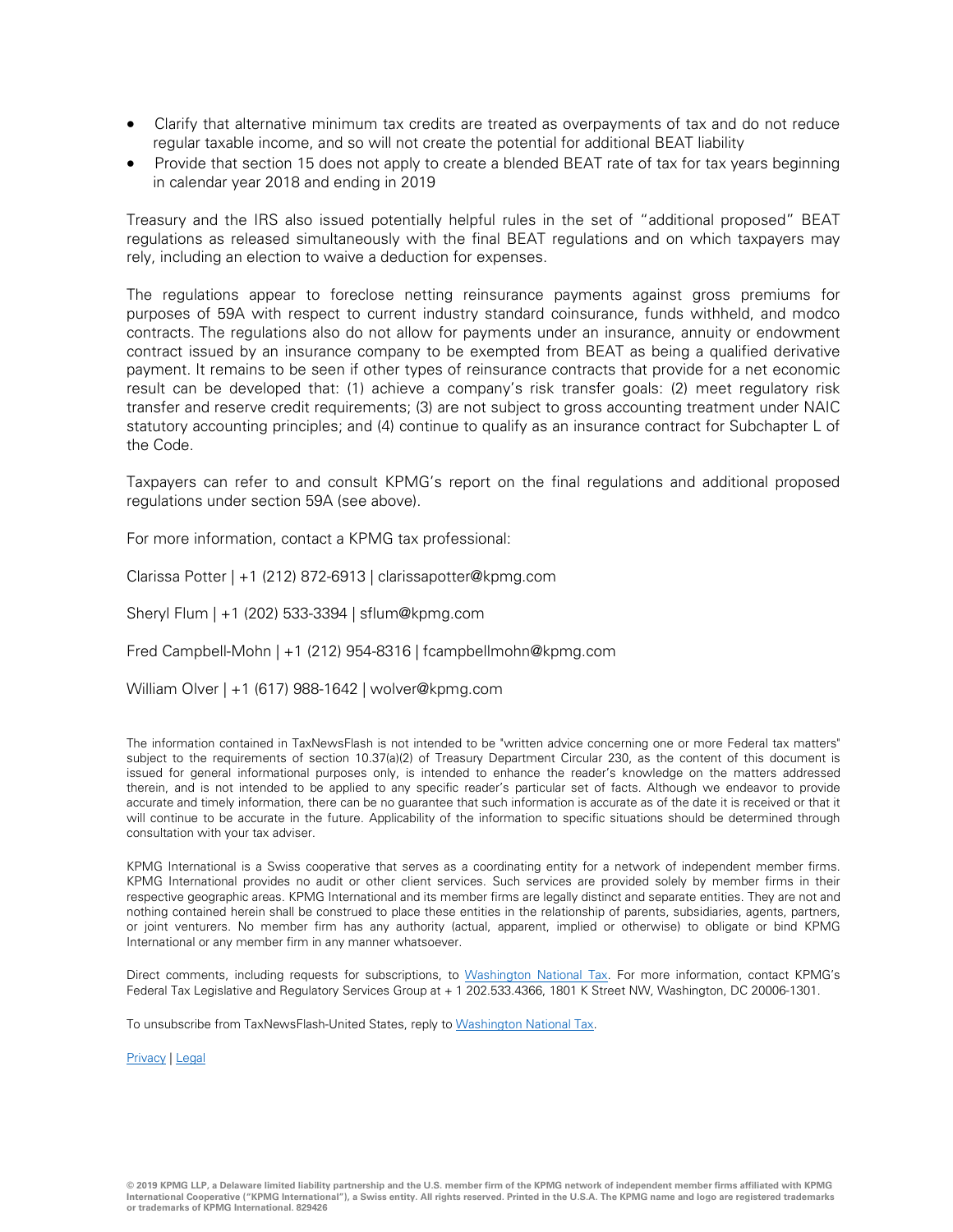- Clarify that alternative minimum tax credits are treated as overpayments of tax and do not reduce regular taxable income, and so will not create the potential for additional BEAT liability
- Provide that section 15 does not apply to create a blended BEAT rate of tax for tax years beginning in calendar year 2018 and ending in 2019

Treasury and the IRS also issued potentially helpful rules in the set of "additional proposed" BEAT regulations as released simultaneously with the final BEAT regulations and on which taxpayers may rely, including an election to waive a deduction for expenses.

The regulations appear to foreclose netting reinsurance payments against gross premiums for purposes of 59A with respect to current industry standard coinsurance, funds withheld, and modco contracts. The regulations also do not allow for payments under an insurance, annuity or endowment contract issued by an insurance company to be exempted from BEAT as being a qualified derivative payment. It remains to be seen if other types of reinsurance contracts that provide for a net economic result can be developed that: (1) achieve a company's risk transfer goals: (2) meet regulatory risk transfer and reserve credit requirements; (3) are not subject to gross accounting treatment under NAIC statutory accounting principles; and (4) continue to qualify as an insurance contract for Subchapter L of the Code.

Taxpayers can refer to and consult KPMG's report on the final regulations and additional proposed regulations under section 59A (see above).

For more information, contact a KPMG tax professional:

Clarissa Potter | +1 (212) 872-6913 | clarissapotter@kpmg.com

Sheryl Flum | +1 (202) 533-3394 | sflum@kpmg.com

Fred Campbell-Mohn | +1 (212) 954-8316 | fcampbellmohn@kpmg.com

William Olver | +1 (617) 988-1642 | wolver@kpmg.com

The information contained in TaxNewsFlash is not intended to be "written advice concerning one or more Federal tax matters" subject to the requirements of section 10.37(a)(2) of Treasury Department Circular 230, as the content of this document is issued for general informational purposes only, is intended to enhance the reader's knowledge on the matters addressed therein, and is not intended to be applied to any specific reader's particular set of facts. Although we endeavor to provide accurate and timely information, there can be no guarantee that such information is accurate as of the date it is received or that it will continue to be accurate in the future. Applicability of the information to specific situations should be determined through consultation with your tax adviser.

KPMG International is a Swiss cooperative that serves as a coordinating entity for a network of independent member firms. KPMG International provides no audit or other client services. Such services are provided solely by member firms in their respective geographic areas. KPMG International and its member firms are legally distinct and separate entities. They are not and nothing contained herein shall be construed to place these entities in the relationship of parents, subsidiaries, agents, partners, or joint venturers. No member firm has any authority (actual, apparent, implied or otherwise) to obligate or bind KPMG International or any member firm in any manner whatsoever.

Direct comments, including requests for subscriptions, to Washington National Tax. For more information, contact KPMG's Federal Tax Legislative and Regulatory Services Group at + 1 202.533.4366, 1801 K Street NW, Washington, DC 20006-1301.

To unsubscribe from TaxNewsFlash-United States, reply to Washington National Tax.

Privacy | Legal

**© 2019 KPMG LLP, a Delaware limited liability partnership and the U.S. member firm of the KPMG network of independent member firms affiliated with KPMG International Cooperative ("KPMG International"), a Swiss entity. All rights reserved. Printed in the U.S.A. The KPMG name and logo are registered trademarks or trademarks of KPMG International. 829426**